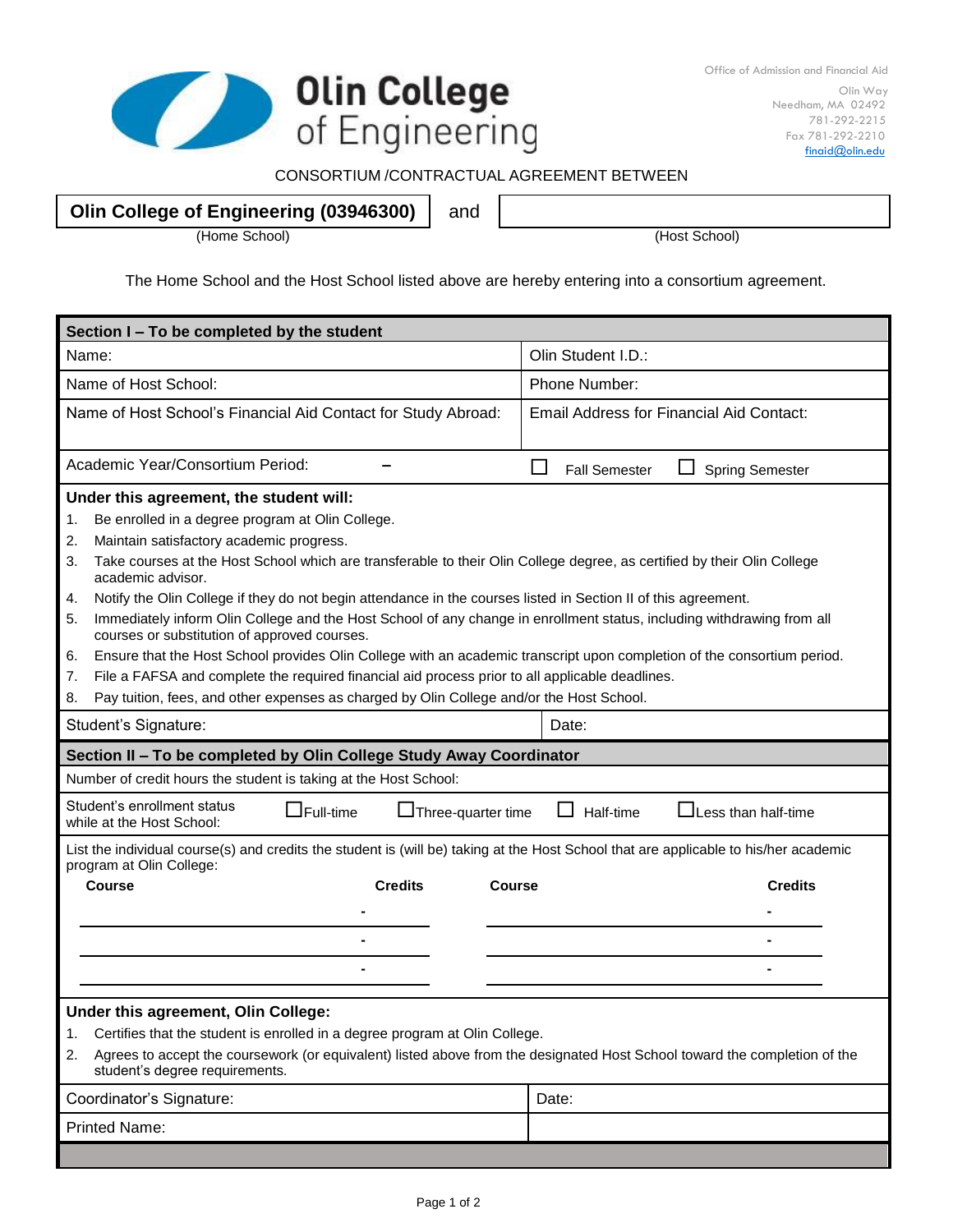Office of Admission and Financial Aid
Olin Way
Needham, MA 02492
781-292-2215
Fax 781-292-2210
finaid@olin.edu

# Olin College of Engineering

CONSORTIUM /CONTRACTUAL AGREEMENT BETWEEN

**Olin College of Engineering (03946300)** and ____________________

(Home School) (Host School)

The Home School and the Host School listed above are hereby entering into a consortium agreement.

## Section I – To be completed by the student

| | |
|---|---|
| Name: | Olin Student I.D.: |
| Name of Host School: | Phone Number: |
| Name of Host School's Financial Aid Contact for Study Abroad: | Email Address for Financial Aid Contact: |
| Academic Year/Consortium Period: – | ☐ Fall Semester ☐ Spring Semester |

**Under this agreement, the student will:**

1. Be enrolled in a degree program at Olin College.
2. Maintain satisfactory academic progress.
3. Take courses at the Host School which are transferable to their Olin College degree, as certified by their Olin College academic advisor.
4. Notify the Olin College if they do not begin attendance in the courses listed in Section II of this agreement.
5. Immediately inform Olin College and the Host School of any change in enrollment status, including withdrawing from all courses or substitution of approved courses.
6. Ensure that the Host School provides Olin College with an academic transcript upon completion of the consortium period.
7. File a FAFSA and complete the required financial aid process prior to all applicable deadlines.
8. Pay tuition, fees, and other expenses as charged by Olin College and/or the Host School.

| | |
|---|---|
| Student's Signature: | Date: |

## Section II – To be completed by Olin College Study Away Coordinator

Number of credit hours the student is taking at the Host School:

Student's enrollment status while at the Host School: ☐Full-time ☐Three-quarter time ☐ Half-time ☐Less than half-time

List the individual course(s) and credits the student is (will be) taking at the Host School that are applicable to his/her academic program at Olin College:

| Course | Credits | Course | Credits |
|---|---|---|---|
| | - | | - |
| | - | | - |
| | - | | - |

**Under this agreement, Olin College:**

1. Certifies that the student is enrolled in a degree program at Olin College.
2. Agrees to accept the coursework (or equivalent) listed above from the designated Host School toward the completion of the student's degree requirements.

| | |
|---|---|
| Coordinator's Signature: | Date: |
| Printed Name: | |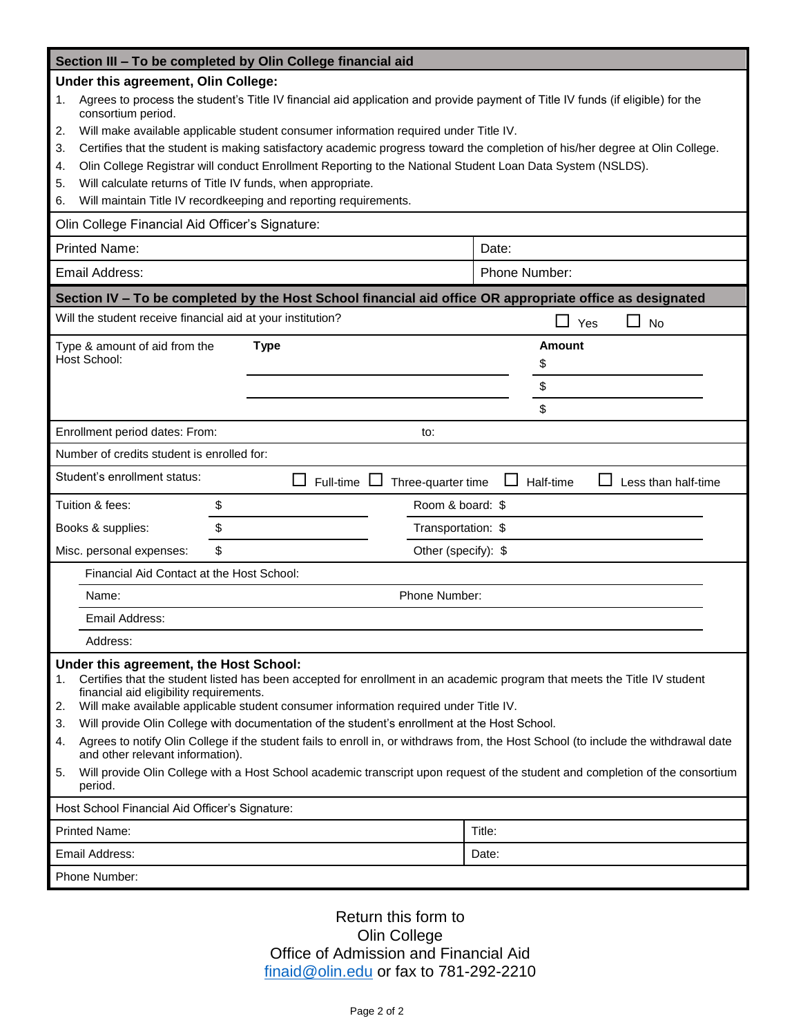## Section III – To be completed by Olin College financial aid

**Under this agreement, Olin College:**

1. Agrees to process the student's Title IV financial aid application and provide payment of Title IV funds (if eligible) for the consortium period.
2. Will make available applicable student consumer information required under Title IV.
3. Certifies that the student is making satisfactory academic progress toward the completion of his/her degree at Olin College.
4. Olin College Registrar will conduct Enrollment Reporting to the National Student Loan Data System (NSLDS).
5. Will calculate returns of Title IV funds, when appropriate.
6. Will maintain Title IV recordkeeping and reporting requirements.

Olin College Financial Aid Officer's Signature:

| | |
|---|---|
| Printed Name: | Date: |
| Email Address: | Phone Number: |

## Section IV – To be completed by the Host School financial aid office OR appropriate office as designated

Will the student receive financial aid at your institution? ☐ Yes ☐ No

Type & amount of aid from the Host School:

| Type | Amount |
|---|---|
| | $ |
| | $ |
| | $ |

Enrollment period dates: From: to:

Number of credits student is enrolled for:

Student's enrollment status: ☐ Full-time ☐ Three-quarter time ☐ Half-time ☐ Less than half-time

| | | | |
|---|---|---|---|
| Tuition & fees: | $ | Room & board: | $ |
| Books & supplies: | $ | Transportation: | $ |
| Misc. personal expenses: | $ | Other (specify): | $ |

Financial Aid Contact at the Host School:

Name: Phone Number:

Email Address:

Address:

**Under this agreement, the Host School:**

1. Certifies that the student listed has been accepted for enrollment in an academic program that meets the Title IV student financial aid eligibility requirements.
2. Will make available applicable student consumer information required under Title IV.
3. Will provide Olin College with documentation of the student's enrollment at the Host School.
4. Agrees to notify Olin College if the student fails to enroll in, or withdraws from, the Host School (to include the withdrawal date and other relevant information).
5. Will provide Olin College with a Host School academic transcript upon request of the student and completion of the consortium period.

Host School Financial Aid Officer's Signature:

| | |
|---|---|
| Printed Name: | Title: |
| Email Address: | Date: |

Phone Number:

Return this form to
Olin College
Office of Admission and Financial Aid
finaid@olin.edu or fax to 781-292-2210